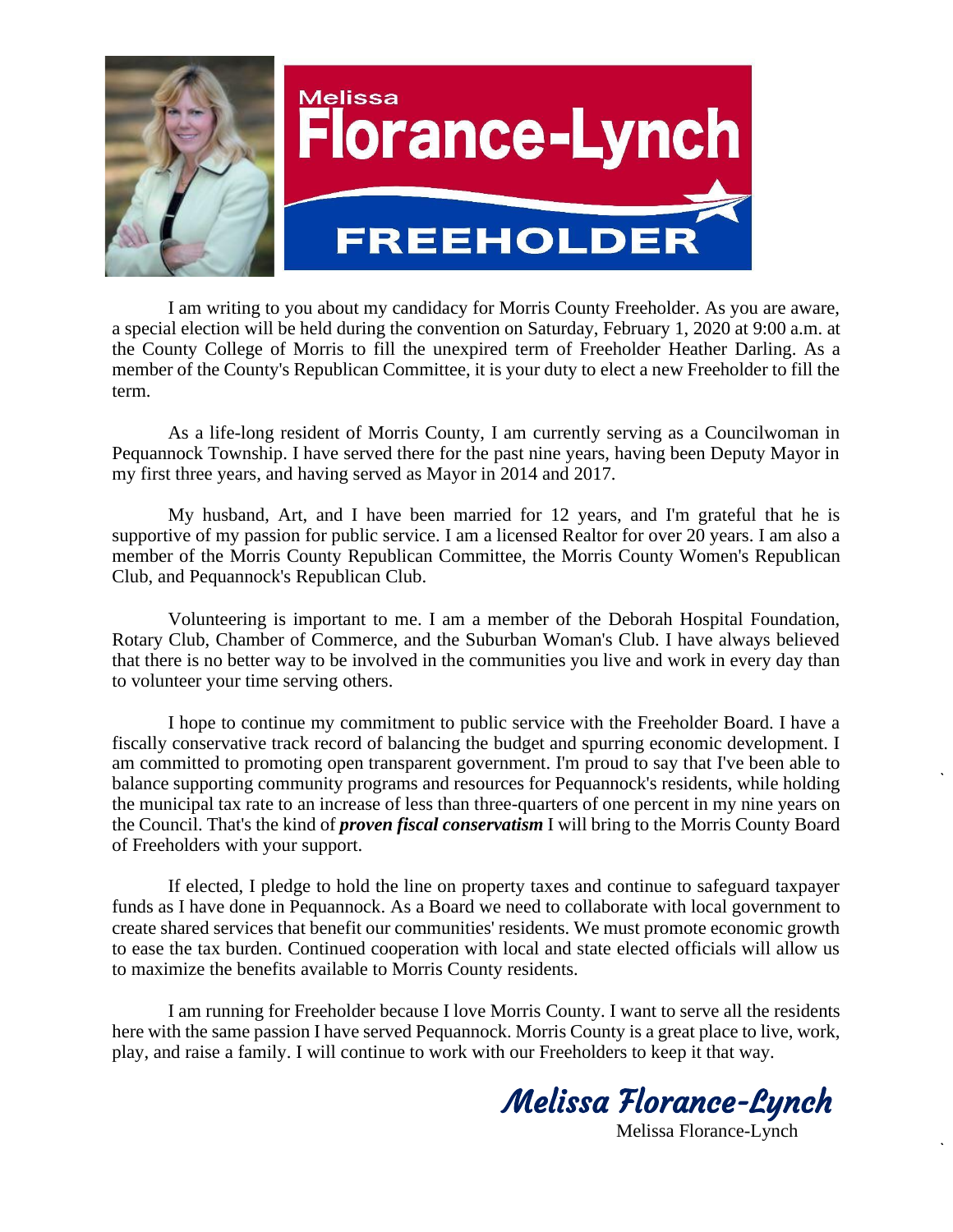# Melissa Florance-Lynch

## FREEHOLDER

I am writing to you about my candidacy for Morris County Freeholder. As you are aware, a special election will be held during the convention on Saturday, February 1, 2020 at 9:00 a.m. at the County College of Morris to fill the unexpired term of Freeholder Heather Darling. As a member of the County's Republican Committee, it is your duty to elect a new Freeholder to fill the term.

As a life-long resident of Morris County, I am currently serving as a Councilwoman in Pequannock Township. I have served there for the past nine years, having been Deputy Mayor in my first three years, and having served as Mayor in 2014 and 2017.

My husband, Art, and I have been married for 12 years, and I'm grateful that he is supportive of my passion for public service. I am a licensed Realtor for over 20 years. I am also a member of the Morris County Republican Committee, the Morris County Women's Republican Club, and Pequannock's Republican Club.

Volunteering is important to me. I am a member of the Deborah Hospital Foundation, Rotary Club, Chamber of Commerce, and the Suburban Woman's Club. I have always believed that there is no better way to be involved in the communities you live and work in every day than to volunteer your time serving others.

I hope to continue my commitment to public service with the Freeholder Board. I have a fiscally conservative track record of balancing the budget and spurring economic development. I am committed to promoting open transparent government. I'm proud to say that I've been able to balance supporting community programs and resources for Pequannock's residents, while holding the municipal tax rate to an increase of less than three-quarters of one percent in my nine years on the Council. That's the kind of ***proven fiscal conservatism*** I will bring to the Morris County Board of Freeholders with your support.

If elected, I pledge to hold the line on property taxes and continue to safeguard taxpayer funds as I have done in Pequannock. As a Board we need to collaborate with local government to create shared services that benefit our communities' residents. We must promote economic growth to ease the tax burden. Continued cooperation with local and state elected officials will allow us to maximize the benefits available to Morris County residents.

I am running for Freeholder because I love Morris County. I want to serve all the residents here with the same passion I have served Pequannock. Morris County is a great place to live, work, play, and raise a family. I will continue to work with our Freeholders to keep it that way.

*Melissa Florance-Lynch*

Melissa Florance-Lynch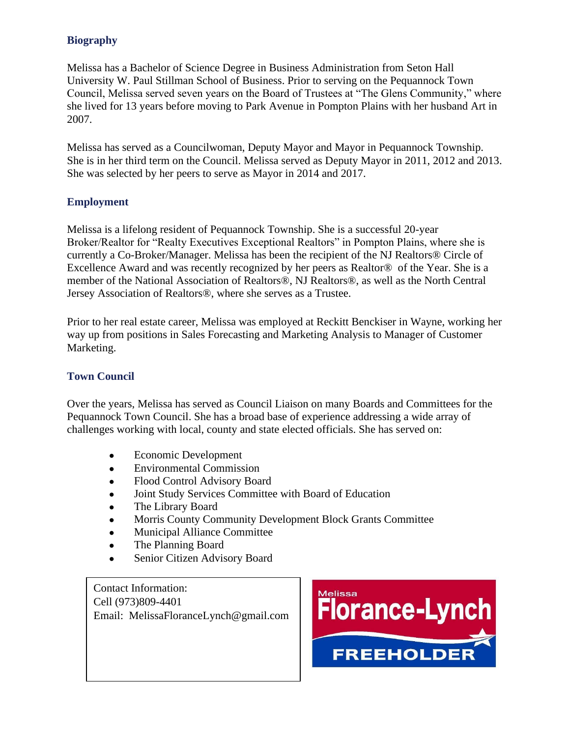## Biography

Melissa has a Bachelor of Science Degree in Business Administration from Seton Hall University W. Paul Stillman School of Business. Prior to serving on the Pequannock Town Council, Melissa served seven years on the Board of Trustees at "The Glens Community," where she lived for 13 years before moving to Park Avenue in Pompton Plains with her husband Art in 2007.

Melissa has served as a Councilwoman, Deputy Mayor and Mayor in Pequannock Township. She is in her third term on the Council. Melissa served as Deputy Mayor in 2011, 2012 and 2013. She was selected by her peers to serve as Mayor in 2014 and 2017.

## Employment

Melissa is a lifelong resident of Pequannock Township. She is a successful 20-year Broker/Realtor for "Realty Executives Exceptional Realtors" in Pompton Plains, where she is currently a Co-Broker/Manager. Melissa has been the recipient of the NJ Realtors® Circle of Excellence Award and was recently recognized by her peers as Realtor® of the Year. She is a member of the National Association of Realtors®, NJ Realtors®, as well as the North Central Jersey Association of Realtors®, where she serves as a Trustee.

Prior to her real estate career, Melissa was employed at Reckitt Benckiser in Wayne, working her way up from positions in Sales Forecasting and Marketing Analysis to Manager of Customer Marketing.

## Town Council

Over the years, Melissa has served as Council Liaison on many Boards and Committees for the Pequannock Town Council. She has a broad base of experience addressing a wide array of challenges working with local, county and state elected officials. She has served on:

- Economic Development
- Environmental Commission
- Flood Control Advisory Board
- Joint Study Services Committee with Board of Education
- The Library Board
- Morris County Community Development Block Grants Committee
- Municipal Alliance Committee
- The Planning Board
- Senior Citizen Advisory Board

Contact Information:
Cell (973)809-4401
Email: MelissaFloranceLynch@gmail.com

Melissa
Florance-Lynch
FREEHOLDER